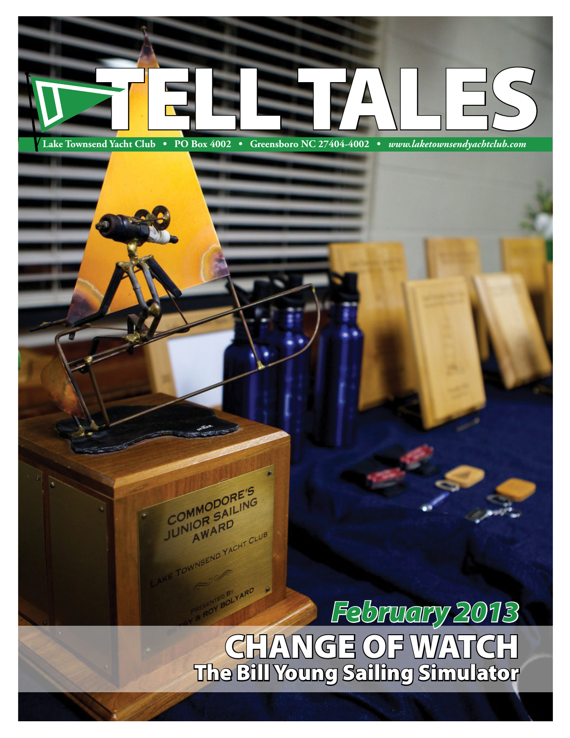# TELL TALES

Lake Townsend Yacht Club • PO Box 4002 • Greensboro NC 27404-4002 • *www.laketownsendyachtclub.com*

COMMODORE'S JUNIOR SAILING AWARD

LAKE TOWNSEND YACHT CLUB

PRESENTED BY BETSY & ROY BOLYARD

*February 2013*

## CHANGE OF WATCH

### The Bill Young Sailing Simulator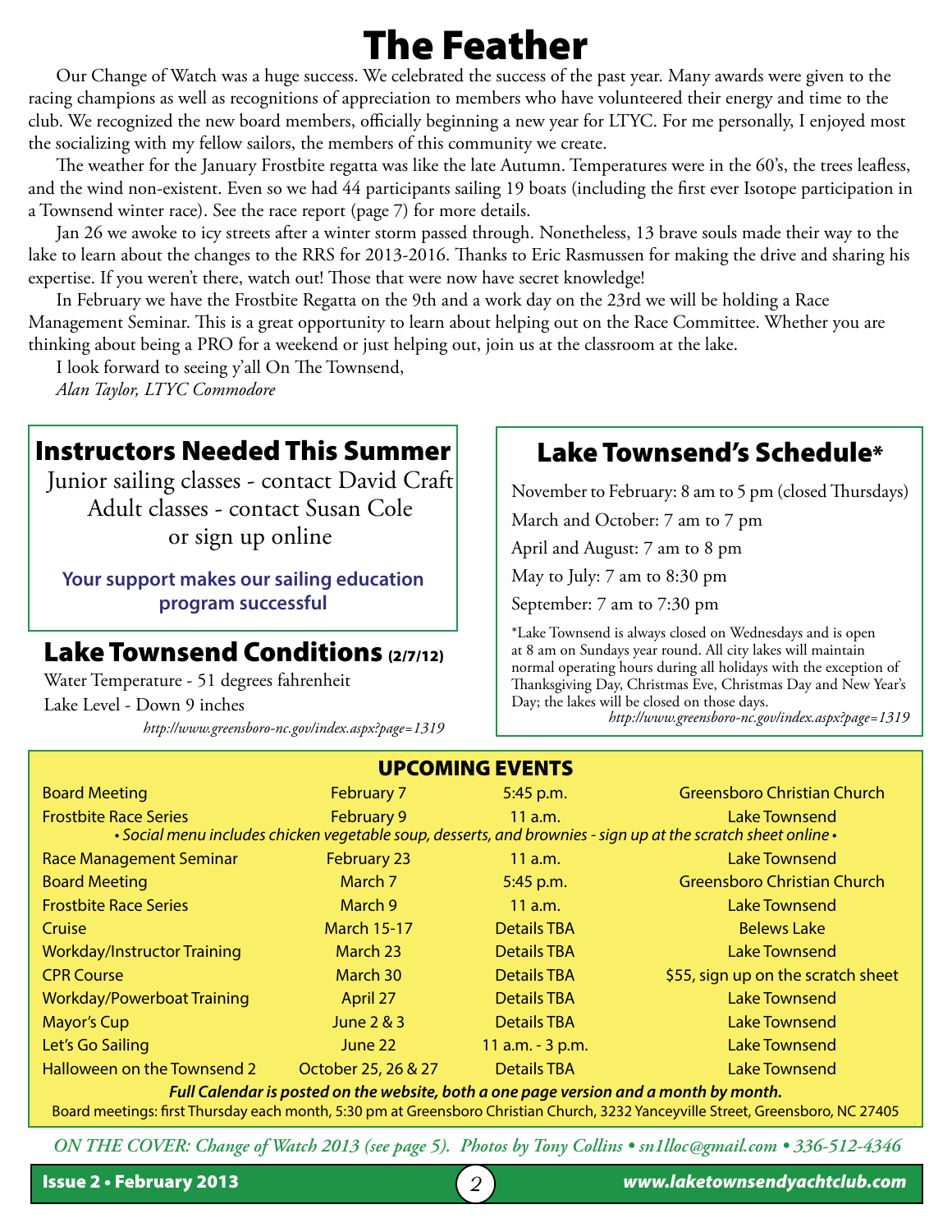# The Feather

Our Change of Watch was a huge success. We celebrated the success of the past year. Many awards were given to the racing champions as well as recognitions of appreciation to members who have volunteered their energy and time to the club. We recognized the new board members, officially beginning a new year for LTYC. For me personally, I enjoyed most the socializing with my fellow sailors, the members of this community we create.

The weather for the January Frostbite regatta was like the late Autumn. Temperatures were in the 60's, the trees leafless, and the wind non-existent. Even so we had 44 participants sailing 19 boats (including the first ever Isotope participation in a Townsend winter race). See the race report (page 7) for more details.

Jan 26 we awoke to icy streets after a winter storm passed through. Nonetheless, 13 brave souls made their way to the lake to learn about the changes to the RRS for 2013-2016. Thanks to Eric Rasmussen for making the drive and sharing his expertise. If you weren't there, watch out! Those that were now have secret knowledge!

In February we have the Frostbite Regatta on the 9th and a work day on the 23rd we will be holding a Race Management Seminar. This is a great opportunity to learn about helping out on the Race Committee. Whether you are thinking about being a PRO for a weekend or just helping out, join us at the classroom at the lake.

I look forward to seeing y'all On The Townsend,

*Alan Taylor, LTYC Commodore*

## Instructors Needed This Summer

Junior sailing classes - contact David Craft
Adult classes - contact Susan Cole
or sign up online

**Your support makes our sailing education program successful**

## Lake Townsend Conditions (2/7/12)

Water Temperature - 51 degrees fahrenheit

Lake Level - Down 9 inches

*http://www.greensboro-nc.gov/index.aspx?page=1319*

## Lake Townsend's Schedule*

November to February: 8 am to 5 pm (closed Thursdays)

March and October: 7 am to 7 pm

April and August: 7 am to 8 pm

May to July: 7 am to 8:30 pm

September: 7 am to 7:30 pm

*Lake Townsend is always closed on Wednesdays and is open at 8 am on Sundays year round. All city lakes will maintain normal operating hours during all holidays with the exception of Thanksgiving Day, Christmas Eve, Christmas Day and New Year's Day; the lakes will be closed on those days.

*http://www.greensboro-nc.gov/index.aspx?page=1319*

## UPCOMING EVENTS

| Event | Date | Time | Location |
|---|---|---|---|
| Board Meeting | February 7 | 5:45 p.m. | Greensboro Christian Church |
| Frostbite Race Series | February 9 | 11 a.m. | Lake Townsend |
| *• Social menu includes chicken vegetable soup, desserts, and brownies - sign up at the scratch sheet online •* | | | |
| Race Management Seminar | February 23 | 11 a.m. | Lake Townsend |
| Board Meeting | March 7 | 5:45 p.m. | Greensboro Christian Church |
| Frostbite Race Series | March 9 | 11 a.m. | Lake Townsend |
| Cruise | March 15-17 | Details TBA | Belews Lake |
| Workday/Instructor Training | March 23 | Details TBA | Lake Townsend |
| CPR Course | March 30 | Details TBA | $55, sign up on the scratch sheet |
| Workday/Powerboat Training | April 27 | Details TBA | Lake Townsend |
| Mayor's Cup | June 2 & 3 | Details TBA | Lake Townsend |
| Let's Go Sailing | June 22 | 11 a.m. - 3 p.m. | Lake Townsend |
| Halloween on the Townsend 2 | October 25, 26 & 27 | Details TBA | Lake Townsend |

***Full Calendar is posted on the website, both a one page version and a month by month.***

Board meetings: first Thursday each month, 5:30 pm at Greensboro Christian Church, 3232 Yanceyville Street, Greensboro, NC 27405

*ON THE COVER: Change of Watch 2013 (see page 5). Photos by Tony Collins • sn1lloc@gmail.com • 336-512-4346*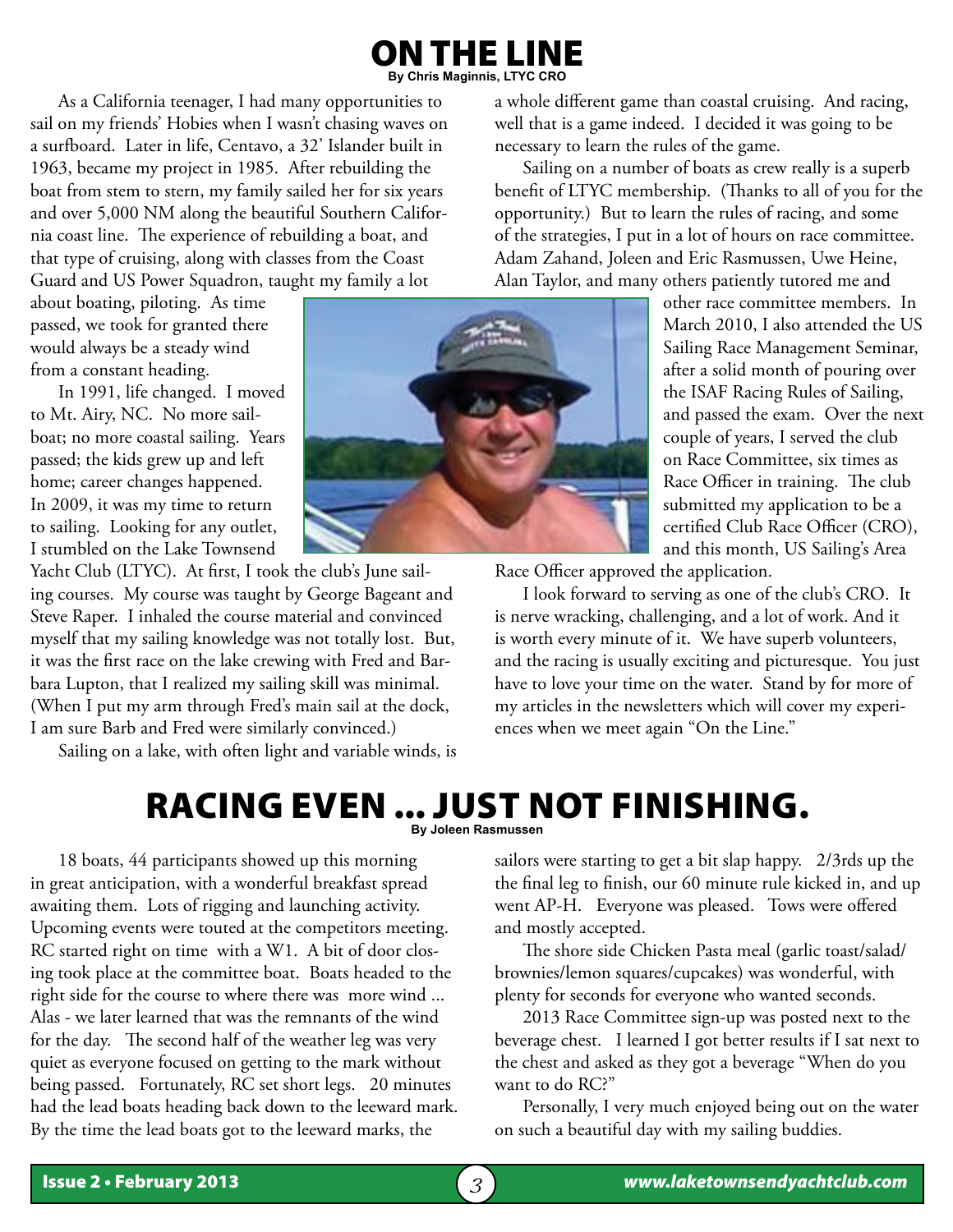# ON THE LINE

**By Chris Maginnis, LTYC CRO**

As a California teenager, I had many opportunities to sail on my friends' Hobies when I wasn't chasing waves on a surfboard. Later in life, Centavo, a 32' Islander built in 1963, became my project in 1985. After rebuilding the boat from stem to stern, my family sailed her for six years and over 5,000 NM along the beautiful Southern California coast line. The experience of rebuilding a boat, and that type of cruising, along with classes from the Coast Guard and US Power Squadron, taught my family a lot about boating, piloting. As time passed, we took for granted there would always be a steady wind from a constant heading.

In 1991, life changed. I moved to Mt. Airy, NC. No more sailboat; no more coastal sailing. Years passed; the kids grew up and left home; career changes happened. In 2009, it was my time to return to sailing. Looking for any outlet, I stumbled on the Lake Townsend Yacht Club (LTYC). At first, I took the club's June sailing courses. My course was taught by George Bageant and Steve Raper. I inhaled the course material and convinced myself that my sailing knowledge was not totally lost. But, it was the first race on the lake crewing with Fred and Barbara Lupton, that I realized my sailing skill was minimal. (When I put my arm through Fred's main sail at the dock, I am sure Barb and Fred were similarly convinced.)

Sailing on a lake, with often light and variable winds, is a whole different game than coastal cruising. And racing, well that is a game indeed. I decided it was going to be necessary to learn the rules of the game.

Sailing on a number of boats as crew really is a superb benefit of LTYC membership. (Thanks to all of you for the opportunity.) But to learn the rules of racing, and some of the strategies, I put in a lot of hours on race committee. Adam Zahand, Joleen and Eric Rasmussen, Uwe Heine, Alan Taylor, and many others patiently tutored me and other race committee members. In March 2010, I also attended the US Sailing Race Management Seminar, after a solid month of pouring over the ISAF Racing Rules of Sailing, and passed the exam. Over the next couple of years, I served the club on Race Committee, six times as Race Officer in training. The club submitted my application to be a certified Club Race Officer (CRO), and this month, US Sailing's Area Race Officer approved the application.

I look forward to serving as one of the club's CRO. It is nerve wracking, challenging, and a lot of work. And it is worth every minute of it. We have superb volunteers, and the racing is usually exciting and picturesque. You just have to love your time on the water. Stand by for more of my articles in the newsletters which will cover my experiences when we meet again "On the Line."

# RACING EVEN ... JUST NOT FINISHING.

**By Joleen Rasmussen**

18 boats, 44 participants showed up this morning in great anticipation, with a wonderful breakfast spread awaiting them. Lots of rigging and launching activity. Upcoming events were touted at the competitors meeting. RC started right on time with a W1. A bit of door closing took place at the committee boat. Boats headed to the right side for the course to where there was more wind ... Alas - we later learned that was the remnants of the wind for the day. The second half of the weather leg was very quiet as everyone focused on getting to the mark without being passed. Fortunately, RC set short legs. 20 minutes had the lead boats heading back down to the leeward mark. By the time the lead boats got to the leeward marks, the sailors were starting to get a bit slap happy. 2/3rds up the the final leg to finish, our 60 minute rule kicked in, and up went AP-H. Everyone was pleased. Tows were offered and mostly accepted.

The shore side Chicken Pasta meal (garlic toast/salad/brownies/lemon squares/cupcakes) was wonderful, with plenty for seconds for everyone who wanted seconds.

2013 Race Committee sign-up was posted next to the beverage chest. I learned I got better results if I sat next to the chest and asked as they got a beverage "When do you want to do RC?"

Personally, I very much enjoyed being out on the water on such a beautiful day with my sailing buddies.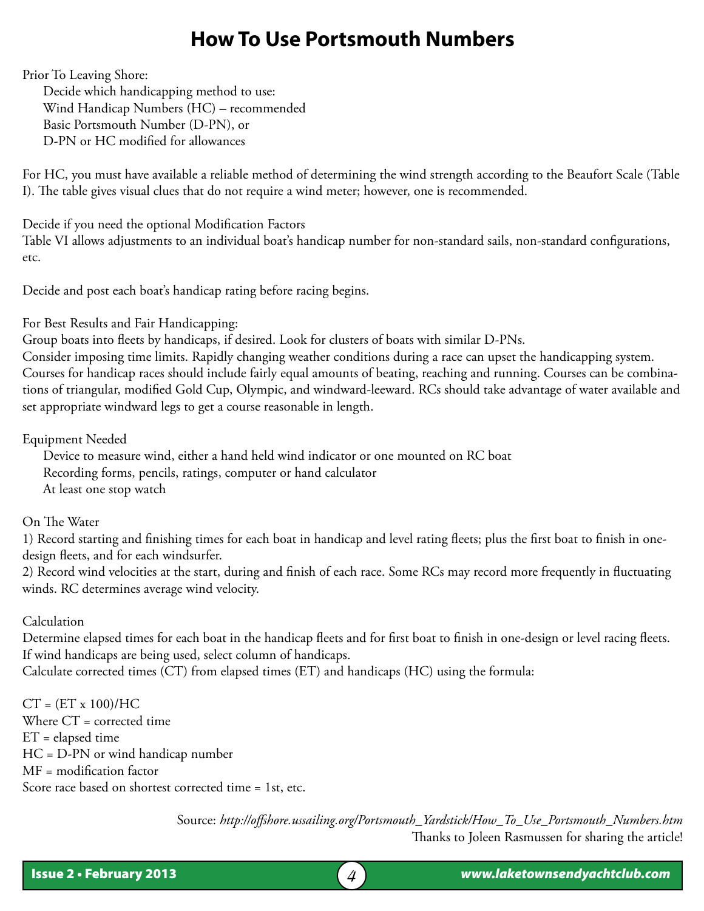# How To Use Portsmouth Numbers

Prior To Leaving Shore:

Decide which handicapping method to use:
Wind Handicap Numbers (HC) – recommended
Basic Portsmouth Number (D-PN), or
D-PN or HC modified for allowances

For HC, you must have available a reliable method of determining the wind strength according to the Beaufort Scale (Table I). The table gives visual clues that do not require a wind meter; however, one is recommended.

Decide if you need the optional Modification Factors
Table VI allows adjustments to an individual boat's handicap number for non-standard sails, non-standard configurations, etc.

Decide and post each boat's handicap rating before racing begins.

For Best Results and Fair Handicapping:
Group boats into fleets by handicaps, if desired. Look for clusters of boats with similar D-PNs.
Consider imposing time limits. Rapidly changing weather conditions during a race can upset the handicapping system.
Courses for handicap races should include fairly equal amounts of beating, reaching and running. Courses can be combinations of triangular, modified Gold Cup, Olympic, and windward-leeward. RCs should take advantage of water available and set appropriate windward legs to get a course reasonable in length.

Equipment Needed

Device to measure wind, either a hand held wind indicator or one mounted on RC boat
Recording forms, pencils, ratings, computer or hand calculator
At least one stop watch

On The Water
1) Record starting and finishing times for each boat in handicap and level rating fleets; plus the first boat to finish in one-design fleets, and for each windsurfer.
2) Record wind velocities at the start, during and finish of each race. Some RCs may record more frequently in fluctuating winds. RC determines average wind velocity.

Calculation
Determine elapsed times for each boat in the handicap fleets and for first boat to finish in one-design or level racing fleets.
If wind handicaps are being used, select column of handicaps.
Calculate corrected times (CT) from elapsed times (ET) and handicaps (HC) using the formula:

$CT = (ET \times 100)/HC$
Where CT = corrected time
ET = elapsed time
HC = D-PN or wind handicap number
MF = modification factor
Score race based on shortest corrected time = 1st, etc.

Source: *http://offshore.ussailing.org/Portsmouth_Yardstick/How_To_Use_Portsmouth_Numbers.htm*
Thanks to Joleen Rasmussen for sharing the article!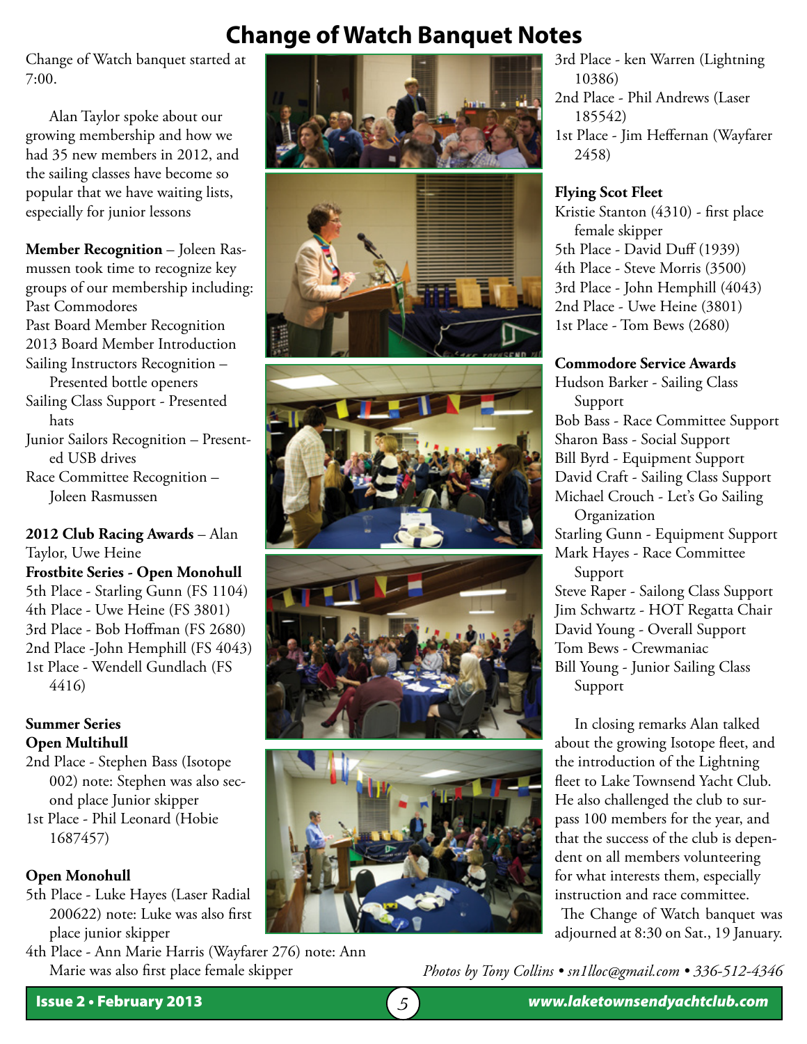# Change of Watch Banquet Notes

Change of Watch banquet started at 7:00.

Alan Taylor spoke about our growing membership and how we had 35 new members in 2012, and the sailing classes have become so popular that we have waiting lists, especially for junior lessons

**Member Recognition** – Joleen Rasmussen took time to recognize key groups of our membership including:
Past Commodores
Past Board Member Recognition
2013 Board Member Introduction
Sailing Instructors Recognition – Presented bottle openers
Sailing Class Support - Presented hats
Junior Sailors Recognition – Presented USB drives
Race Committee Recognition – Joleen Rasmussen

**2012 Club Racing Awards** – Alan Taylor, Uwe Heine

**Frostbite Series - Open Monohull**
5th Place - Starling Gunn (FS 1104)
4th Place - Uwe Heine (FS 3801)
3rd Place - Bob Hoffman (FS 2680)
2nd Place -John Hemphill (FS 4043)
1st Place - Wendell Gundlach (FS 4416)

**Summer Series**
**Open Multihull**
2nd Place - Stephen Bass (Isotope 002) note: Stephen was also second place Junior skipper
1st Place - Phil Leonard (Hobie 1687457)

**Open Monohull**
5th Place - Luke Hayes (Laser Radial 200622) note: Luke was also first place junior skipper
4th Place - Ann Marie Harris (Wayfarer 276) note: Ann Marie was also first place female skipper
3rd Place - ken Warren (Lightning 10386)
2nd Place - Phil Andrews (Laser 185542)
1st Place - Jim Heffernan (Wayfarer 2458)

**Flying Scot Fleet**
Kristie Stanton (4310) - first place female skipper
5th Place - David Duff (1939)
4th Place - Steve Morris (3500)
3rd Place - John Hemphill (4043)
2nd Place - Uwe Heine (3801)
1st Place - Tom Bews (2680)

**Commodore Service Awards**
Hudson Barker - Sailing Class Support
Bob Bass - Race Committee Support
Sharon Bass - Social Support
Bill Byrd - Equipment Support
David Craft - Sailing Class Support
Michael Crouch - Let's Go Sailing Organization
Starling Gunn - Equipment Support
Mark Hayes - Race Committee Support
Steve Raper - Sailong Class Support
Jim Schwartz - HOT Regatta Chair
David Young - Overall Support
Tom Bews - Crewmaniac
Bill Young - Junior Sailing Class Support

In closing remarks Alan talked about the growing Isotope fleet, and the introduction of the Lightning fleet to Lake Townsend Yacht Club. He also challenged the club to surpass 100 members for the year, and that the success of the club is dependent on all members volunteering for what interests them, especially instruction and race committee.

The Change of Watch banquet was adjourned at 8:30 on Sat., 19 January.

*Photos by Tony Collins • sn1lloc@gmail.com • 336-512-4346*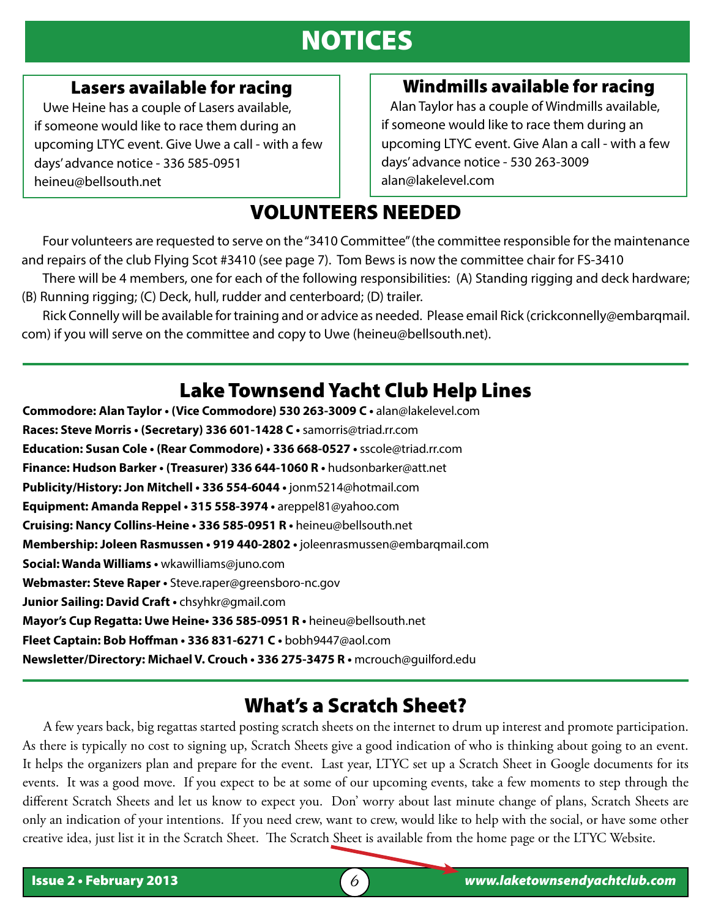# NOTICES

## Lasers available for racing

Uwe Heine has a couple of Lasers available, if someone would like to race them during an upcoming LTYC event. Give Uwe a call - with a few days' advance notice - 336 585-0951 heineu@bellsouth.net

## Windmills available for racing

Alan Taylor has a couple of Windmills available, if someone would like to race them during an upcoming LTYC event. Give Alan a call - with a few days' advance notice - 530 263-3009 alan@lakelevel.com

## VOLUNTEERS NEEDED

Four volunteers are requested to serve on the "3410 Committee" (the committee responsible for the maintenance and repairs of the club Flying Scot #3410 (see page 7). Tom Bews is now the committee chair for FS-3410

There will be 4 members, one for each of the following responsibilities: (A) Standing rigging and deck hardware; (B) Running rigging; (C) Deck, hull, rudder and centerboard; (D) trailer.

Rick Connelly will be available for training and or advice as needed. Please email Rick (crickconnelly@embarqmail.com) if you will serve on the committee and copy to Uwe (heineu@bellsouth.net).

## Lake Townsend Yacht Club Help Lines

**Commodore: Alan Taylor • (Vice Commodore) 530 263-3009 C •** alan@lakelevel.com
**Races: Steve Morris • (Secretary) 336 601-1428 C •** samorris@triad.rr.com
**Education: Susan Cole • (Rear Commodore) • 336 668-0527 •** sscole@triad.rr.com
**Finance: Hudson Barker • (Treasurer) 336 644-1060 R •** hudsonbarker@att.net
**Publicity/History: Jon Mitchell • 336 554-6044 •** jonm5214@hotmail.com
**Equipment: Amanda Reppel • 315 558-3974 •** areppel81@yahoo.com
**Cruising: Nancy Collins-Heine • 336 585-0951 R •** heineu@bellsouth.net
**Membership: Joleen Rasmussen • 919 440-2802 •** joleenrasmussen@embarqmail.com
**Social: Wanda Williams •** wkawilliams@juno.com
**Webmaster: Steve Raper •** Steve.raper@greensboro-nc.gov
**Junior Sailing: David Craft •** chsyhkr@gmail.com
**Mayor's Cup Regatta: Uwe Heine• 336 585-0951 R •** heineu@bellsouth.net
**Fleet Captain: Bob Hoffman • 336 831-6271 C •** bobh9447@aol.com
**Newsletter/Directory: Michael V. Crouch • 336 275-3475 R •** mcrouch@guilford.edu

## What's a Scratch Sheet?

A few years back, big regattas started posting scratch sheets on the internet to drum up interest and promote participation. As there is typically no cost to signing up, Scratch Sheets give a good indication of who is thinking about going to an event. It helps the organizers plan and prepare for the event. Last year, LTYC set up a Scratch Sheet in Google documents for its events. It was a good move. If you expect to be at some of our upcoming events, take a few moments to step through the different Scratch Sheets and let us know to expect you. Don' worry about last minute change of plans, Scratch Sheets are only an indication of your intentions. If you need crew, want to crew, would like to help with the social, or have some other creative idea, just list it in the Scratch Sheet. The Scratch Sheet is available from the home page or the LTYC Website.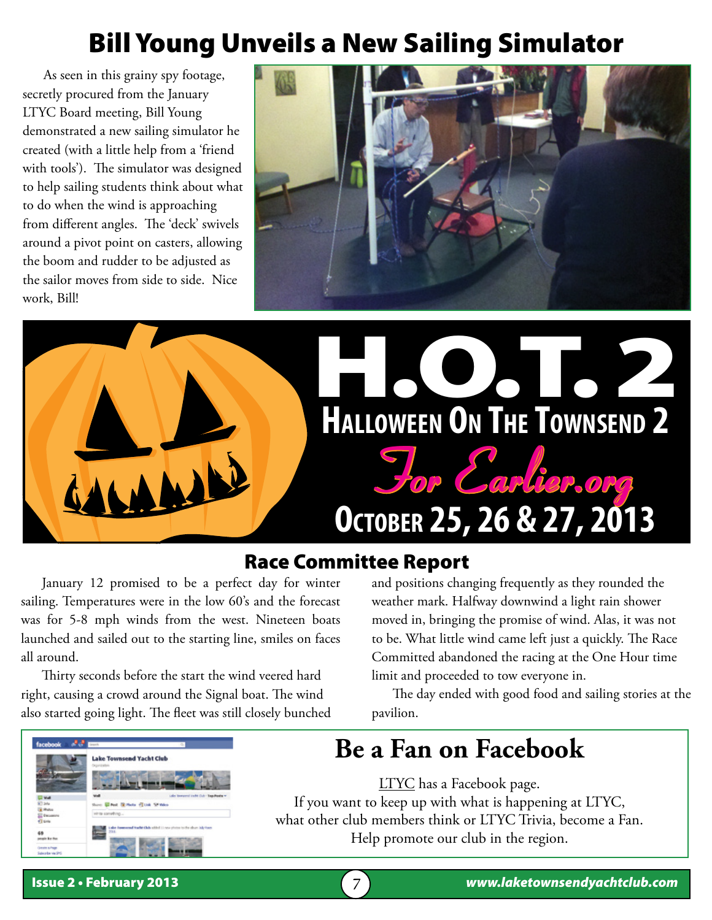# Bill Young Unveils a New Sailing Simulator

As seen in this grainy spy footage, secretly procured from the January LTYC Board meeting, Bill Young demonstrated a new sailing simulator he created (with a little help from a 'friend with tools'). The simulator was designed to help sailing students think about what to do when the wind is approaching from different angles. The 'deck' swivels around a pivot point on casters, allowing the boom and rudder to be adjusted as the sailor moves from side to side. Nice work, Bill!

# H.O.T. 2

## Halloween On The Townsend 2

*For Earlier.org*

**October 25, 26 & 27, 2013**

## Race Committee Report

January 12 promised to be a perfect day for winter sailing. Temperatures were in the low 60's and the forecast was for 5-8 mph winds from the west. Nineteen boats launched and sailed out to the starting line, smiles on faces all around.

Thirty seconds before the start the wind veered hard right, causing a crowd around the Signal boat. The wind also started going light. The fleet was still closely bunched and positions changing frequently as they rounded the weather mark. Halfway downwind a light rain shower moved in, bringing the promise of wind. Alas, it was not to be. What little wind came left just a quickly. The Race Committed abandoned the racing at the One Hour time limit and proceeded to tow everyone in.

The day ended with good food and sailing stories at the pavilion.

## Be a Fan on Facebook

LTYC has a Facebook page.
If you want to keep up with what is happening at LTYC, what other club members think or LTYC Trivia, become a Fan.
Help promote our club in the region.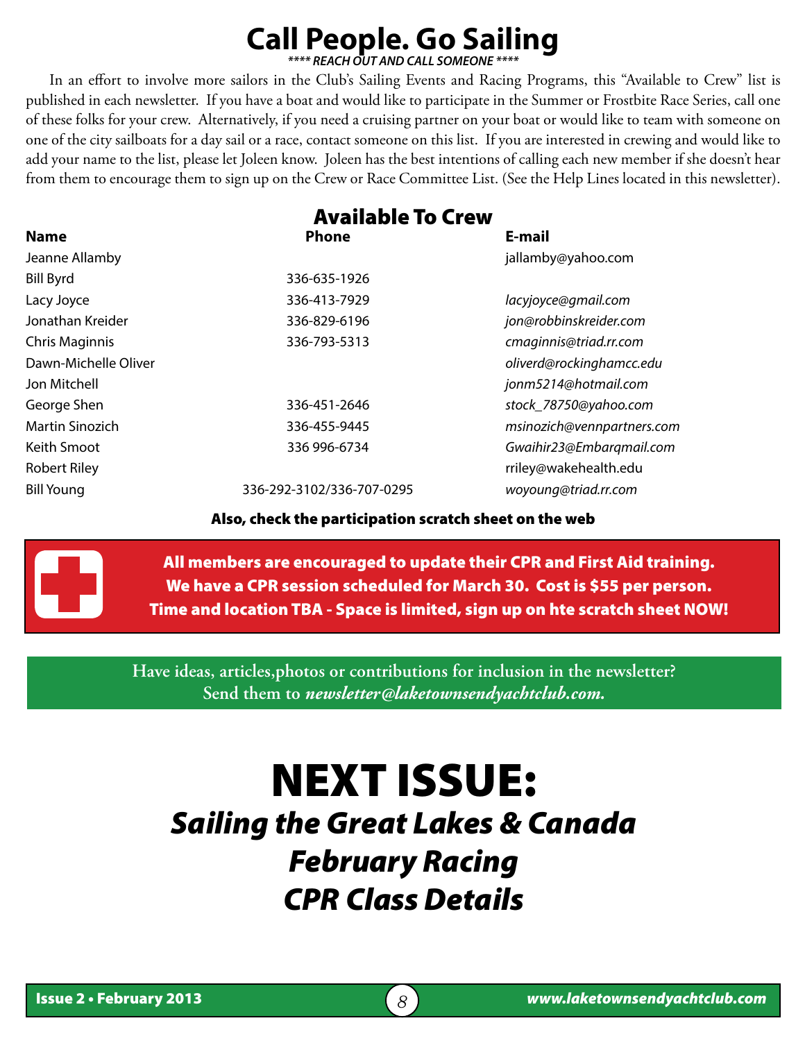# Call People. Go Sailing

***\*\*\*\* REACH OUT AND CALL SOMEONE \*\*\*\****

In an effort to involve more sailors in the Club's Sailing Events and Racing Programs, this "Available to Crew" list is published in each newsletter. If you have a boat and would like to participate in the Summer or Frostbite Race Series, call one of these folks for your crew. Alternatively, if you need a cruising partner on your boat or would like to team with someone on one of the city sailboats for a day sail or a race, contact someone on this list. If you are interested in crewing and would like to add your name to the list, please let Joleen know. Joleen has the best intentions of calling each new member if she doesn't hear from them to encourage them to sign up on the Crew or Race Committee List. (See the Help Lines located in this newsletter).

## Available To Crew

| Name | Phone | E-mail |
|---|---|---|
| Jeanne Allamby | | jallamby@yahoo.com |
| Bill Byrd | 336-635-1926 | |
| Lacy Joyce | 336-413-7929 | *lacyjoyce@gmail.com* |
| Jonathan Kreider | 336-829-6196 | *jon@robbinskreider.com* |
| Chris Maginnis | 336-793-5313 | *cmaginnis@triad.rr.com* |
| Dawn-Michelle Oliver | | *oliverd@rockinghamcc.edu* |
| Jon Mitchell | | *jonm5214@hotmail.com* |
| George Shen | 336-451-2646 | *stock_78750@yahoo.com* |
| Martin Sinozich | 336-455-9445 | *msinozich@vennpartners.com* |
| Keith Smoot | 336 996-6734 | *Gwaihir23@Embarqmail.com* |
| Robert Riley | | rriley@wakehealth.edu |
| Bill Young | 336-292-3102/336-707-0295 | *woyoung@triad.rr.com* |

**Also, check the participation scratch sheet on the web**

**All members are encouraged to update their CPR and First Aid training.**
**We have a CPR session scheduled for March 30. Cost is $55 per person.**
**Time and location TBA - Space is limited, sign up on hte scratch sheet NOW!**

**Have ideas, articles,photos or contributions for inclusion in the newsletter?**
**Send them to *newsletter@laketownsendyachtclub.com*.**

# NEXT ISSUE:

***Sailing the Great Lakes & Canada***
***February Racing***
***CPR Class Details***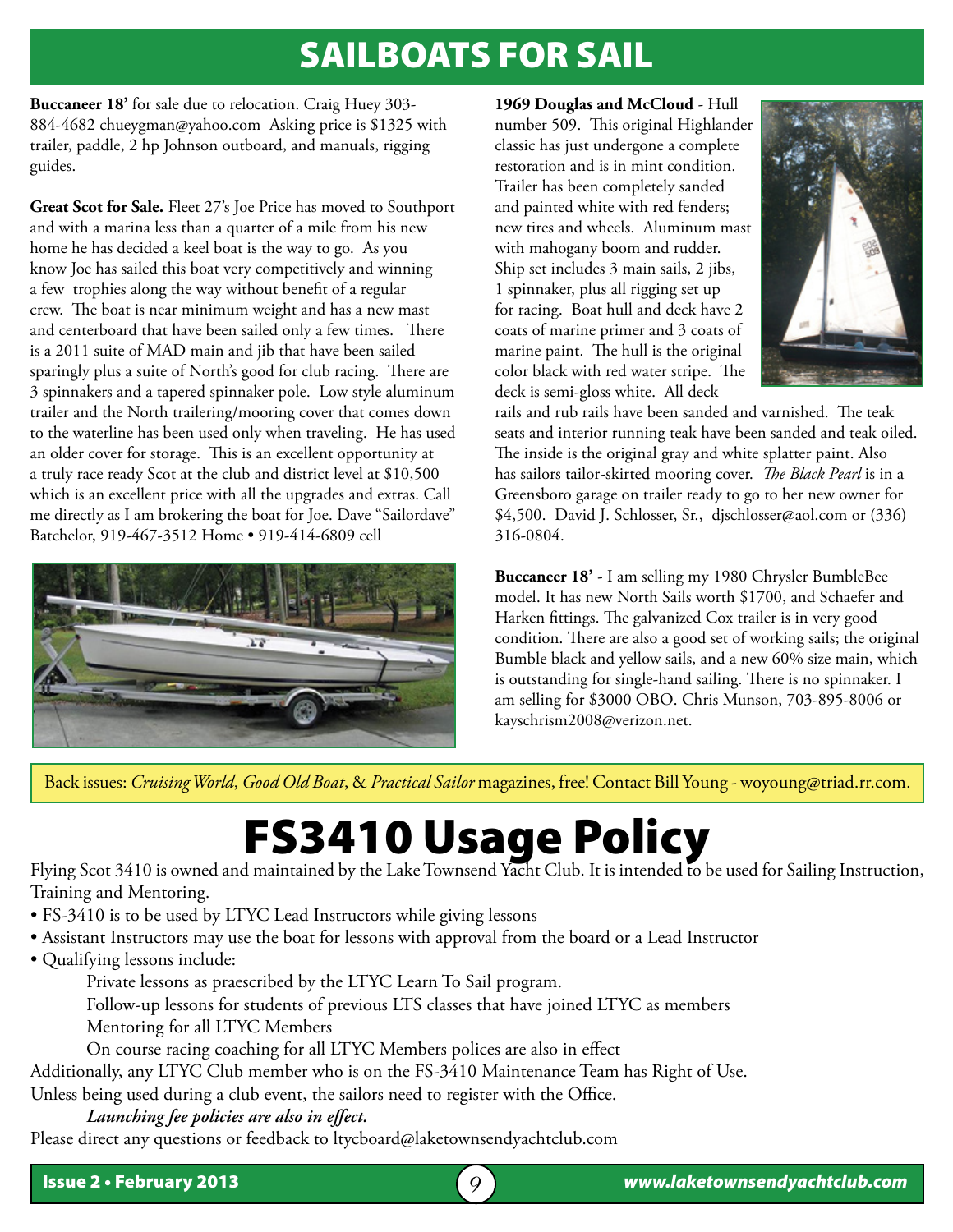# SAILBOATS FOR SAIL

**Buccaneer 18'** for sale due to relocation. Craig Huey 303-884-4682 chueygman@yahoo.com Asking price is $1325 with trailer, paddle, 2 hp Johnson outboard, and manuals, rigging guides.

**Great Scot for Sale.** Fleet 27's Joe Price has moved to Southport and with a marina less than a quarter of a mile from his new home he has decided a keel boat is the way to go. As you know Joe has sailed this boat very competitively and winning a few trophies along the way without benefit of a regular crew. The boat is near minimum weight and has a new mast and centerboard that have been sailed only a few times. There is a 2011 suite of MAD main and jib that have been sailed sparingly plus a suite of North's good for club racing. There are 3 spinnakers and a tapered spinnaker pole. Low style aluminum trailer and the North trailering/mooring cover that comes down to the waterline has been used only when traveling. He has used an older cover for storage. This is an excellent opportunity at a truly race ready Scot at the club and district level at $10,500 which is an excellent price with all the upgrades and extras. Call me directly as I am brokering the boat for Joe. Dave "Sailordave" Batchelor, 919-467-3512 Home • 919-414-6809 cell

**1969 Douglas and McCloud** - Hull number 509. This original Highlander classic has just undergone a complete restoration and is in mint condition. Trailer has been completely sanded and painted white with red fenders; new tires and wheels. Aluminum mast with mahogany boom and rudder. Ship set includes 3 main sails, 2 jibs, 1 spinnaker, plus all rigging set up for racing. Boat hull and deck have 2 coats of marine primer and 3 coats of marine paint. The hull is the original color black with red water stripe. The deck is semi-gloss white. All deck rails and rub rails have been sanded and varnished. The teak seats and interior running teak have been sanded and teak oiled. The inside is the original gray and white splatter paint. Also has sailors tailor-skirted mooring cover. *The Black Pearl* is in a Greensboro garage on trailer ready to go to her new owner for $4,500. David J. Schlosser, Sr., djschlosser@aol.com or (336) 316-0804.

**Buccaneer 18'** - I am selling my 1980 Chrysler BumbleBee model. It has new North Sails worth $1700, and Schaefer and Harken fittings. The galvanized Cox trailer is in very good condition. There are also a good set of working sails; the original Bumble black and yellow sails, and a new 60% size main, which is outstanding for single-hand sailing. There is no spinnaker. I am selling for $3000 OBO. Chris Munson, 703-895-8006 or kayschrism2008@verizon.net.

Back issues: *Cruising World*, *Good Old Boat*, & *Practical Sailor* magazines, free! Contact Bill Young - woyoung@triad.rr.com.

# FS3410 Usage Policy

Flying Scot 3410 is owned and maintained by the Lake Townsend Yacht Club. It is intended to be used for Sailing Instruction, Training and Mentoring.

- FS-3410 is to be used by LTYC Lead Instructors while giving lessons
- Assistant Instructors may use the boat for lessons with approval from the board or a Lead Instructor
- Qualifying lessons include:
  - Private lessons as praescribed by the LTYC Learn To Sail program.
  - Follow-up lessons for students of previous LTS classes that have joined LTYC as members
  - Mentoring for all LTYC Members
  - On course racing coaching for all LTYC Members polices are also in effect

Additionally, any LTYC Club member who is on the FS-3410 Maintenance Team has Right of Use.

Unless being used during a club event, the sailors need to register with the Office.

***Launching fee policies are also in effect.***

Please direct any questions or feedback to ltycboard@laketownsendyachtclub.com